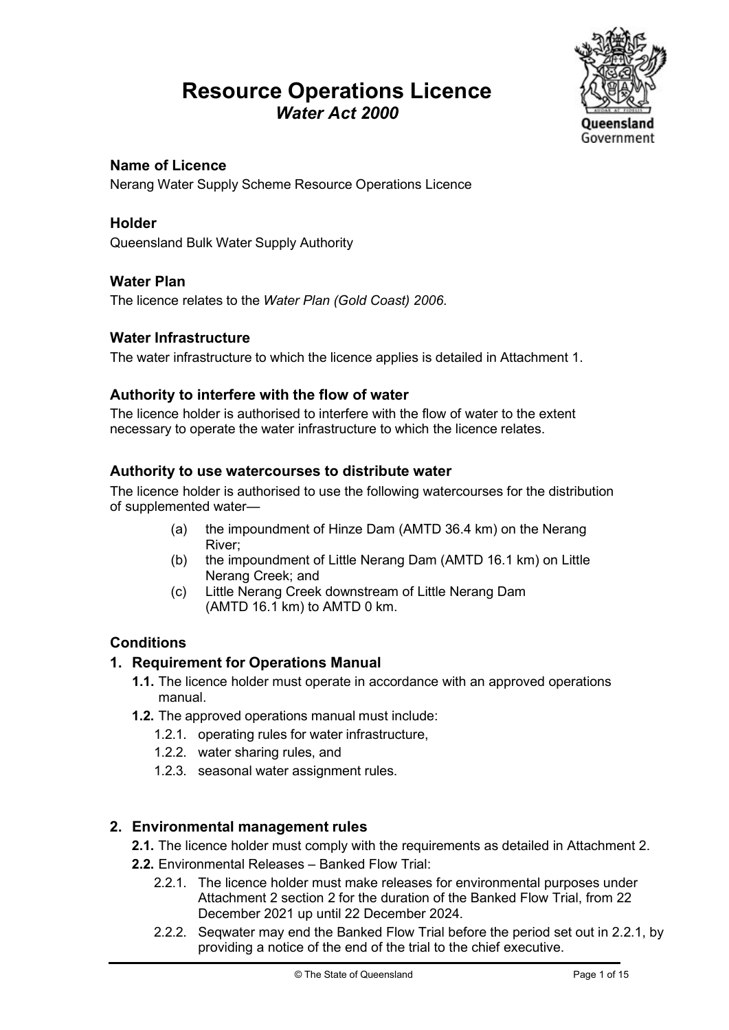# Resource Operations Licence

***Water Act 2000***

### Name of Licence

Nerang Water Supply Scheme Resource Operations Licence

### Holder

Queensland Bulk Water Supply Authority

### Water Plan

The licence relates to the *Water Plan (Gold Coast) 2006*.

### Water Infrastructure

The water infrastructure to which the licence applies is detailed in Attachment 1.

### Authority to interfere with the flow of water

The licence holder is authorised to interfere with the flow of water to the extent necessary to operate the water infrastructure to which the licence relates.

### Authority to use watercourses to distribute water

The licence holder is authorised to use the following watercourses for the distribution of supplemented water—

(a) the impoundment of Hinze Dam (AMTD 36.4 km) on the Nerang River;

(b) the impoundment of Little Nerang Dam (AMTD 16.1 km) on Little Nerang Creek; and

(c) Little Nerang Creek downstream of Little Nerang Dam (AMTD 16.1 km) to AMTD 0 km.

### Conditions

### 1. Requirement for Operations Manual

**1.1.** The licence holder must operate in accordance with an approved operations manual.

**1.2.** The approved operations manual must include:

1.2.1. operating rules for water infrastructure,

1.2.2. water sharing rules, and

1.2.3. seasonal water assignment rules.

### 2. Environmental management rules

**2.1.** The licence holder must comply with the requirements as detailed in Attachment 2.

**2.2.** Environmental Releases – Banked Flow Trial:

2.2.1. The licence holder must make releases for environmental purposes under Attachment 2 section 2 for the duration of the Banked Flow Trial, from 22 December 2021 up until 22 December 2024.

2.2.2. Seqwater may end the Banked Flow Trial before the period set out in 2.2.1, by providing a notice of the end of the trial to the chief executive.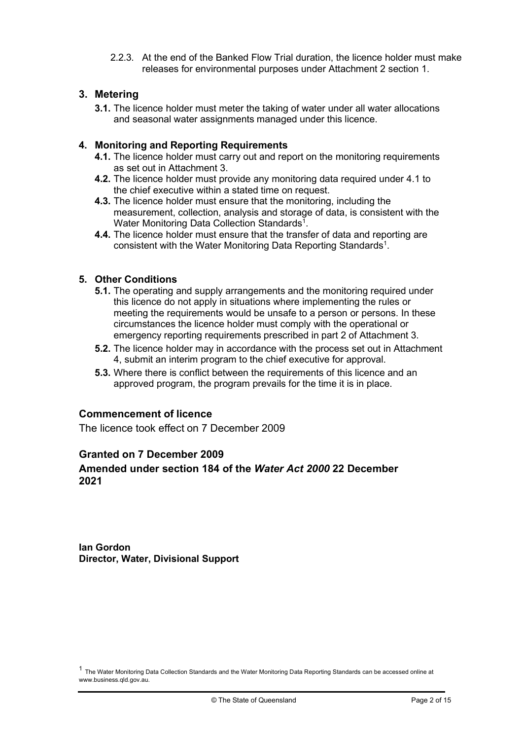2.2.3. At the end of the Banked Flow Trial duration, the licence holder must make releases for environmental purposes under Attachment 2 section 1.

## 3. Metering

**3.1.** The licence holder must meter the taking of water under all water allocations and seasonal water assignments managed under this licence.

## 4. Monitoring and Reporting Requirements

**4.1.** The licence holder must carry out and report on the monitoring requirements as set out in Attachment 3.

**4.2.** The licence holder must provide any monitoring data required under 4.1 to the chief executive within a stated time on request.

**4.3.** The licence holder must ensure that the monitoring, including the measurement, collection, analysis and storage of data, is consistent with the Water Monitoring Data Collection Standards[1].

**4.4.** The licence holder must ensure that the transfer of data and reporting are consistent with the Water Monitoring Data Reporting Standards[1].

## 5. Other Conditions

**5.1.** The operating and supply arrangements and the monitoring required under this licence do not apply in situations where implementing the rules or meeting the requirements would be unsafe to a person or persons. In these circumstances the licence holder must comply with the operational or emergency reporting requirements prescribed in part 2 of Attachment 3.

**5.2.** The licence holder may in accordance with the process set out in Attachment 4, submit an interim program to the chief executive for approval.

**5.3.** Where there is conflict between the requirements of this licence and an approved program, the program prevails for the time it is in place.

## Commencement of licence

The licence took effect on 7 December 2009

**Granted on 7 December 2009**

**Amended under section 184 of the *Water Act 2000* 22 December 2021**

**Ian Gordon**
**Director, Water, Divisional Support**

[1] The Water Monitoring Data Collection Standards and the Water Monitoring Data Reporting Standards can be accessed online at www.business.qld.gov.au.

© The State of Queensland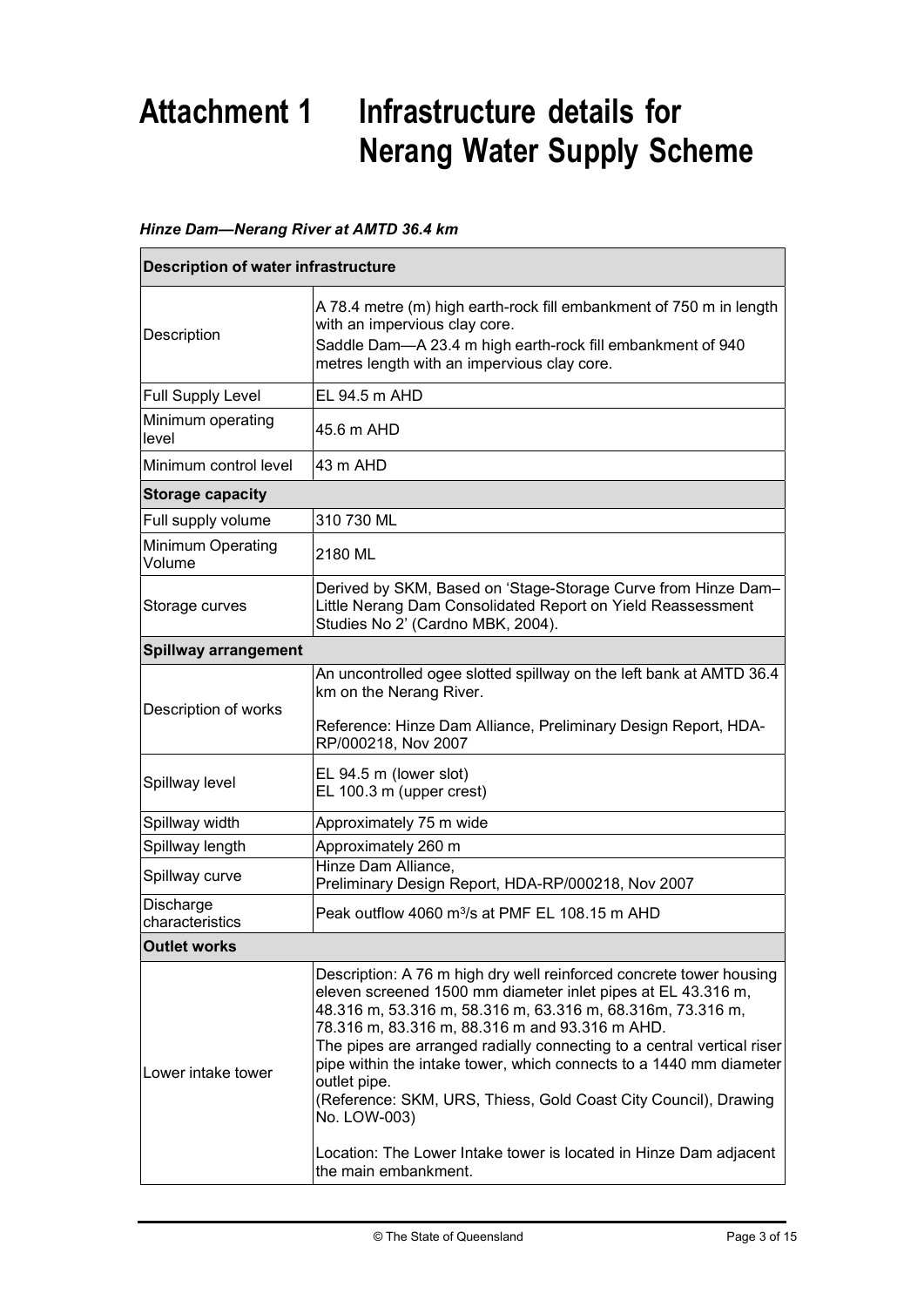# Attachment 1 Infrastructure details for Nerang Water Supply Scheme

*Hinze Dam—Nerang River at AMTD 36.4 km*

| **Description of water infrastructure** | |
|---|---|
| Description | A 78.4 metre (m) high earth-rock fill embankment of 750 m in length with an impervious clay core.<br>Saddle Dam—A 23.4 m high earth-rock fill embankment of 940 metres length with an impervious clay core. |
| Full Supply Level | EL 94.5 m AHD |
| Minimum operating level | 45.6 m AHD |
| Minimum control level | 43 m AHD |
| **Storage capacity** | |
| Full supply volume | 310 730 ML |
| Minimum Operating Volume | 2180 ML |
| Storage curves | Derived by SKM, Based on 'Stage-Storage Curve from Hinze Dam–Little Nerang Dam Consolidated Report on Yield Reassessment Studies No 2' (Cardno MBK, 2004). |
| **Spillway arrangement** | |
| Description of works | An uncontrolled ogee slotted spillway on the left bank at AMTD 36.4 km on the Nerang River.<br><br>Reference: Hinze Dam Alliance, Preliminary Design Report, HDA-RP/000218, Nov 2007 |
| Spillway level | EL 94.5 m (lower slot)<br>EL 100.3 m (upper crest) |
| Spillway width | Approximately 75 m wide |
| Spillway length | Approximately 260 m |
| Spillway curve | Hinze Dam Alliance,<br>Preliminary Design Report, HDA-RP/000218, Nov 2007 |
| Discharge characteristics | Peak outflow 4060 $m^3$/s at PMF EL 108.15 m AHD |
| **Outlet works** | |
| Lower intake tower | Description: A 76 m high dry well reinforced concrete tower housing eleven screened 1500 mm diameter inlet pipes at EL 43.316 m, 48.316 m, 53.316 m, 58.316 m, 63.316 m, 68.316m, 73.316 m, 78.316 m, 83.316 m, 88.316 m and 93.316 m AHD.<br>The pipes are arranged radially connecting to a central vertical riser pipe within the intake tower, which connects to a 1440 mm diameter outlet pipe.<br>(Reference: SKM, URS, Thiess, Gold Coast City Council), Drawing No. LOW-003)<br><br>Location: The Lower Intake tower is located in Hinze Dam adjacent the main embankment. |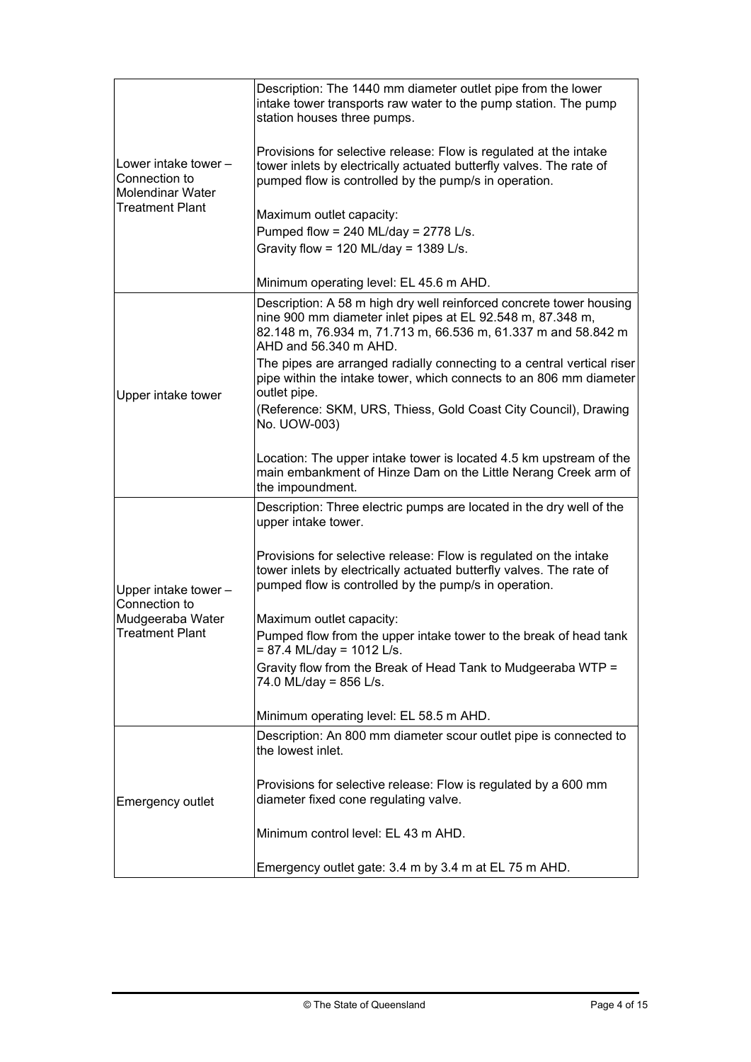| | |
|---|---|
| Lower intake tower – Connection to Molendinar Water Treatment Plant | Description: The 1440 mm diameter outlet pipe from the lower intake tower transports raw water to the pump station. The pump station houses three pumps.<br><br>Provisions for selective release: Flow is regulated at the intake tower inlets by electrically actuated butterfly valves. The rate of pumped flow is controlled by the pump/s in operation.<br><br>Maximum outlet capacity:<br>Pumped flow = 240 ML/day = 2778 L/s.<br>Gravity flow = 120 ML/day = 1389 L/s.<br><br>Minimum operating level: EL 45.6 m AHD. |
| Upper intake tower | Description: A 58 m high dry well reinforced concrete tower housing nine 900 mm diameter inlet pipes at EL 92.548 m, 87.348 m, 82.148 m, 76.934 m, 71.713 m, 66.536 m, 61.337 m and 58.842 m AHD and 56.340 m AHD.<br>The pipes are arranged radially connecting to a central vertical riser pipe within the intake tower, which connects to an 806 mm diameter outlet pipe.<br>(Reference: SKM, URS, Thiess, Gold Coast City Council), Drawing No. UOW-003)<br><br>Location: The upper intake tower is located 4.5 km upstream of the main embankment of Hinze Dam on the Little Nerang Creek arm of the impoundment. |
| Upper intake tower – Connection to Mudgeeraba Water Treatment Plant | Description: Three electric pumps are located in the dry well of the upper intake tower.<br><br>Provisions for selective release: Flow is regulated on the intake tower inlets by electrically actuated butterfly valves. The rate of pumped flow is controlled by the pump/s in operation.<br><br>Maximum outlet capacity:<br>Pumped flow from the upper intake tower to the break of head tank = 87.4 ML/day = 1012 L/s.<br>Gravity flow from the Break of Head Tank to Mudgeeraba WTP = 74.0 ML/day = 856 L/s.<br><br>Minimum operating level: EL 58.5 m AHD. |
| Emergency outlet | Description: An 800 mm diameter scour outlet pipe is connected to the lowest inlet.<br><br>Provisions for selective release: Flow is regulated by a 600 mm diameter fixed cone regulating valve.<br><br>Minimum control level: EL 43 m AHD.<br><br>Emergency outlet gate: 3.4 m by 3.4 m at EL 75 m AHD. |

© The State of Queensland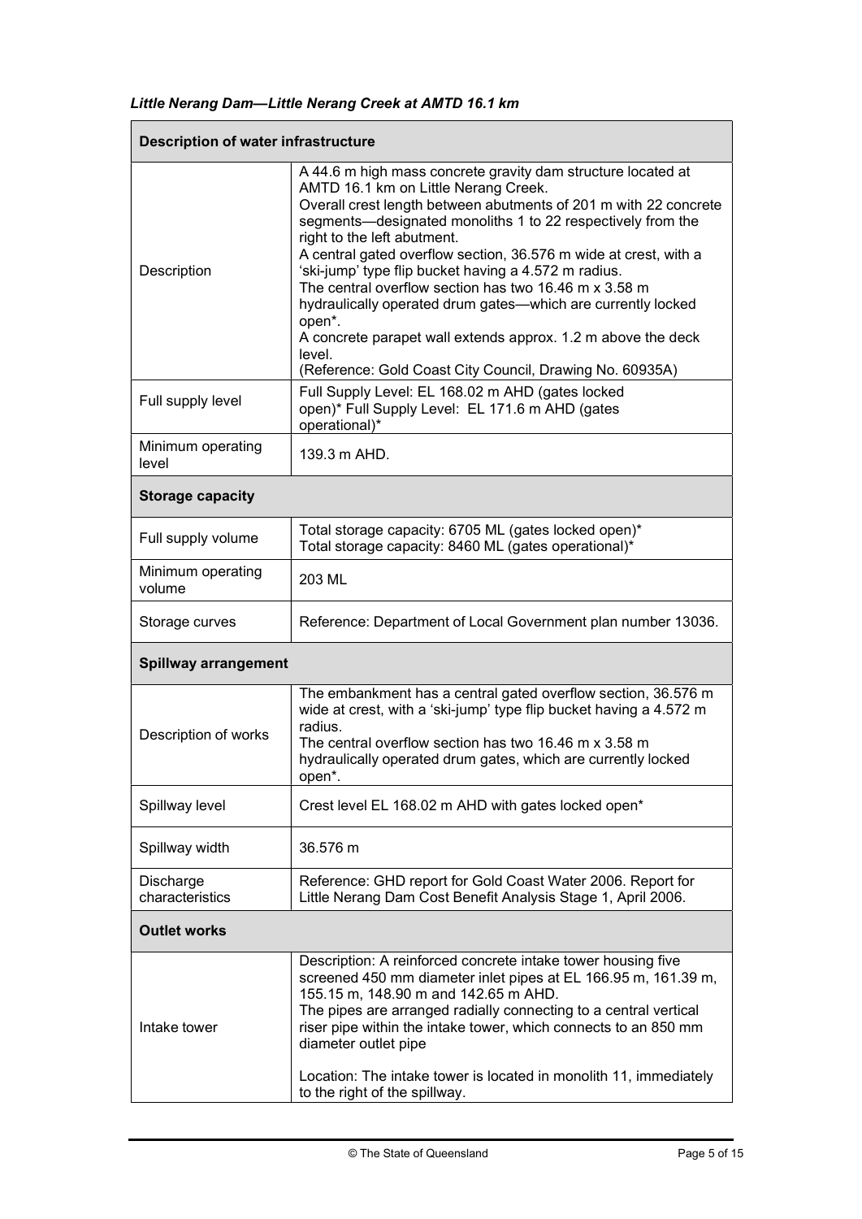*Little Nerang Dam—Little Nerang Creek at AMTD 16.1 km*

| **Description of water infrastructure** | |
|---|---|
| Description | A 44.6 m high mass concrete gravity dam structure located at AMTD 16.1 km on Little Nerang Creek.<br>Overall crest length between abutments of 201 m with 22 concrete segments—designated monoliths 1 to 22 respectively from the right to the left abutment.<br>A central gated overflow section, 36.576 m wide at crest, with a 'ski-jump' type flip bucket having a 4.572 m radius.<br>The central overflow section has two 16.46 m x 3.58 m hydraulically operated drum gates—which are currently locked open*.<br>A concrete parapet wall extends approx. 1.2 m above the deck level.<br>(Reference: Gold Coast City Council, Drawing No. 60935A) |
| Full supply level | Full Supply Level: EL 168.02 m AHD (gates locked open)* Full Supply Level: EL 171.6 m AHD (gates operational)* |
| Minimum operating level | 139.3 m AHD. |
| **Storage capacity** | |
| Full supply volume | Total storage capacity: 6705 ML (gates locked open)*<br>Total storage capacity: 8460 ML (gates operational)* |
| Minimum operating volume | 203 ML |
| Storage curves | Reference: Department of Local Government plan number 13036. |
| **Spillway arrangement** | |
| Description of works | The embankment has a central gated overflow section, 36.576 m wide at crest, with a 'ski-jump' type flip bucket having a 4.572 m radius.<br>The central overflow section has two 16.46 m x 3.58 m hydraulically operated drum gates, which are currently locked open*. |
| Spillway level | Crest level EL 168.02 m AHD with gates locked open* |
| Spillway width | 36.576 m |
| Discharge characteristics | Reference: GHD report for Gold Coast Water 2006. Report for Little Nerang Dam Cost Benefit Analysis Stage 1, April 2006. |
| **Outlet works** | |
| Intake tower | Description: A reinforced concrete intake tower housing five screened 450 mm diameter inlet pipes at EL 166.95 m, 161.39 m, 155.15 m, 148.90 m and 142.65 m AHD.<br>The pipes are arranged radially connecting to a central vertical riser pipe within the intake tower, which connects to an 850 mm diameter outlet pipe<br><br>Location: The intake tower is located in monolith 11, immediately to the right of the spillway. |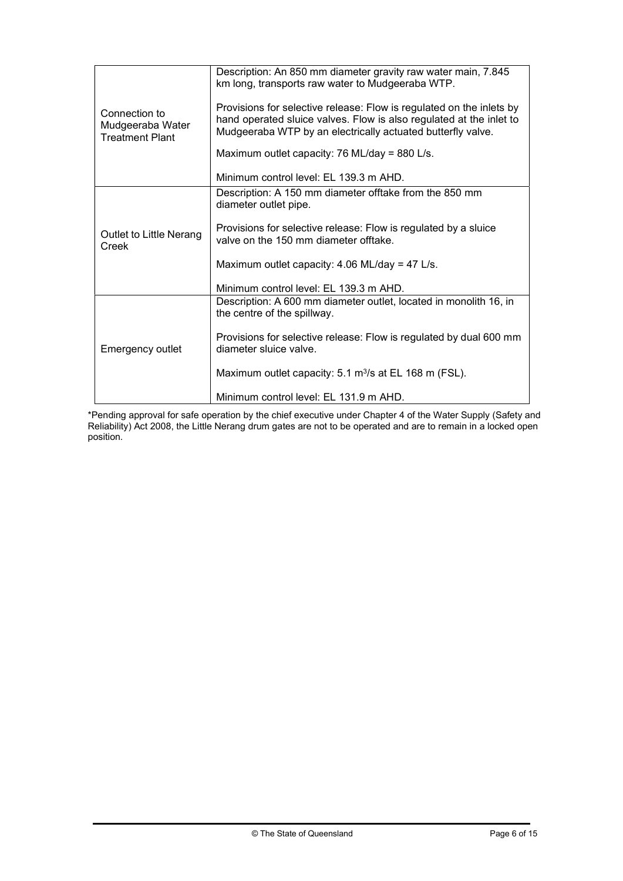| | |
|---|---|
| Connection to Mudgeeraba Water Treatment Plant | Description: An 850 mm diameter gravity raw water main, 7.845 km long, transports raw water to Mudgeeraba WTP.<br><br>Provisions for selective release: Flow is regulated on the inlets by hand operated sluice valves. Flow is also regulated at the inlet to Mudgeeraba WTP by an electrically actuated butterfly valve.<br><br>Maximum outlet capacity: 76 ML/day = 880 L/s.<br><br>Minimum control level: EL 139.3 m AHD. |
| Outlet to Little Nerang Creek | Description: A 150 mm diameter offtake from the 850 mm diameter outlet pipe.<br><br>Provisions for selective release: Flow is regulated by a sluice valve on the 150 mm diameter offtake.<br><br>Maximum outlet capacity: 4.06 ML/day = 47 L/s.<br><br>Minimum control level: EL 139.3 m AHD. |
| Emergency outlet | Description: A 600 mm diameter outlet, located in monolith 16, in the centre of the spillway.<br><br>Provisions for selective release: Flow is regulated by dual 600 mm diameter sluice valve.<br><br>Maximum outlet capacity: 5.1 $m^3/s$ at EL 168 m (FSL).<br><br>Minimum control level: EL 131.9 m AHD. |

*Pending approval for safe operation by the chief executive under Chapter 4 of the Water Supply (Safety and Reliability) Act 2008, the Little Nerang drum gates are not to be operated and are to remain in a locked open position.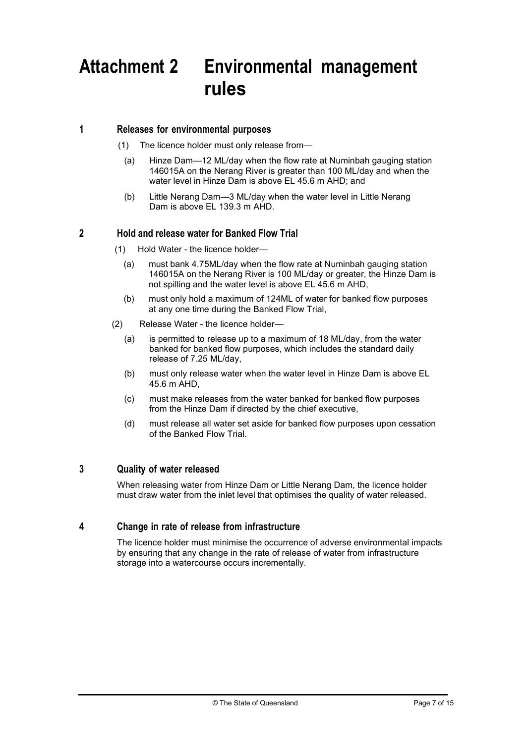# Attachment 2 Environmental management rules

## 1 Releases for environmental purposes

(1) The licence holder must only release from—

(a) Hinze Dam—12 ML/day when the flow rate at Numinbah gauging station 146015A on the Nerang River is greater than 100 ML/day and when the water level in Hinze Dam is above EL 45.6 m AHD; and

(b) Little Nerang Dam—3 ML/day when the water level in Little Nerang Dam is above EL 139.3 m AHD.

## 2 Hold and release water for Banked Flow Trial

(1) Hold Water - the licence holder—

(a) must bank 4.75ML/day when the flow rate at Numinbah gauging station 146015A on the Nerang River is 100 ML/day or greater, the Hinze Dam is not spilling and the water level is above EL 45.6 m AHD,

(b) must only hold a maximum of 124ML of water for banked flow purposes at any one time during the Banked Flow Trial,

(2) Release Water - the licence holder—

(a) is permitted to release up to a maximum of 18 ML/day, from the water banked for banked flow purposes, which includes the standard daily release of 7.25 ML/day,

(b) must only release water when the water level in Hinze Dam is above EL 45.6 m AHD,

(c) must make releases from the water banked for banked flow purposes from the Hinze Dam if directed by the chief executive,

(d) must release all water set aside for banked flow purposes upon cessation of the Banked Flow Trial.

## 3 Quality of water released

When releasing water from Hinze Dam or Little Nerang Dam, the licence holder must draw water from the inlet level that optimises the quality of water released.

## 4 Change in rate of release from infrastructure

The licence holder must minimise the occurrence of adverse environmental impacts by ensuring that any change in the rate of release of water from infrastructure storage into a watercourse occurs incrementally.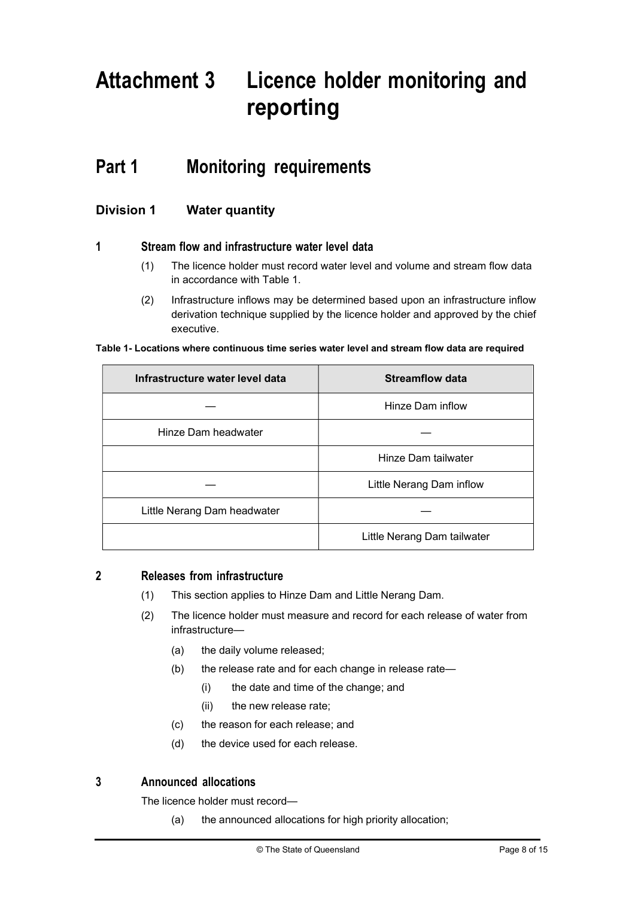# Attachment 3 Licence holder monitoring and reporting

## Part 1 Monitoring requirements

### Division 1 Water quantity

#### 1 Stream flow and infrastructure water level data

(1) The licence holder must record water level and volume and stream flow data in accordance with Table 1.

(2) Infrastructure inflows may be determined based upon an infrastructure inflow derivation technique supplied by the licence holder and approved by the chief executive.

**Table 1- Locations where continuous time series water level and stream flow data are required**

| Infrastructure water level data | Streamflow data |
| --- | --- |
| — | Hinze Dam inflow |
| Hinze Dam headwater | — |
| | Hinze Dam tailwater |
| — | Little Nerang Dam inflow |
| Little Nerang Dam headwater | — |
| | Little Nerang Dam tailwater |

#### 2 Releases from infrastructure

(1) This section applies to Hinze Dam and Little Nerang Dam.

(2) The licence holder must measure and record for each release of water from infrastructure—

- (a) the daily volume released;
- (b) the release rate and for each change in release rate—
  - (i) the date and time of the change; and
  - (ii) the new release rate;
- (c) the reason for each release; and
- (d) the device used for each release.

#### 3 Announced allocations

The licence holder must record—

- (a) the announced allocations for high priority allocation;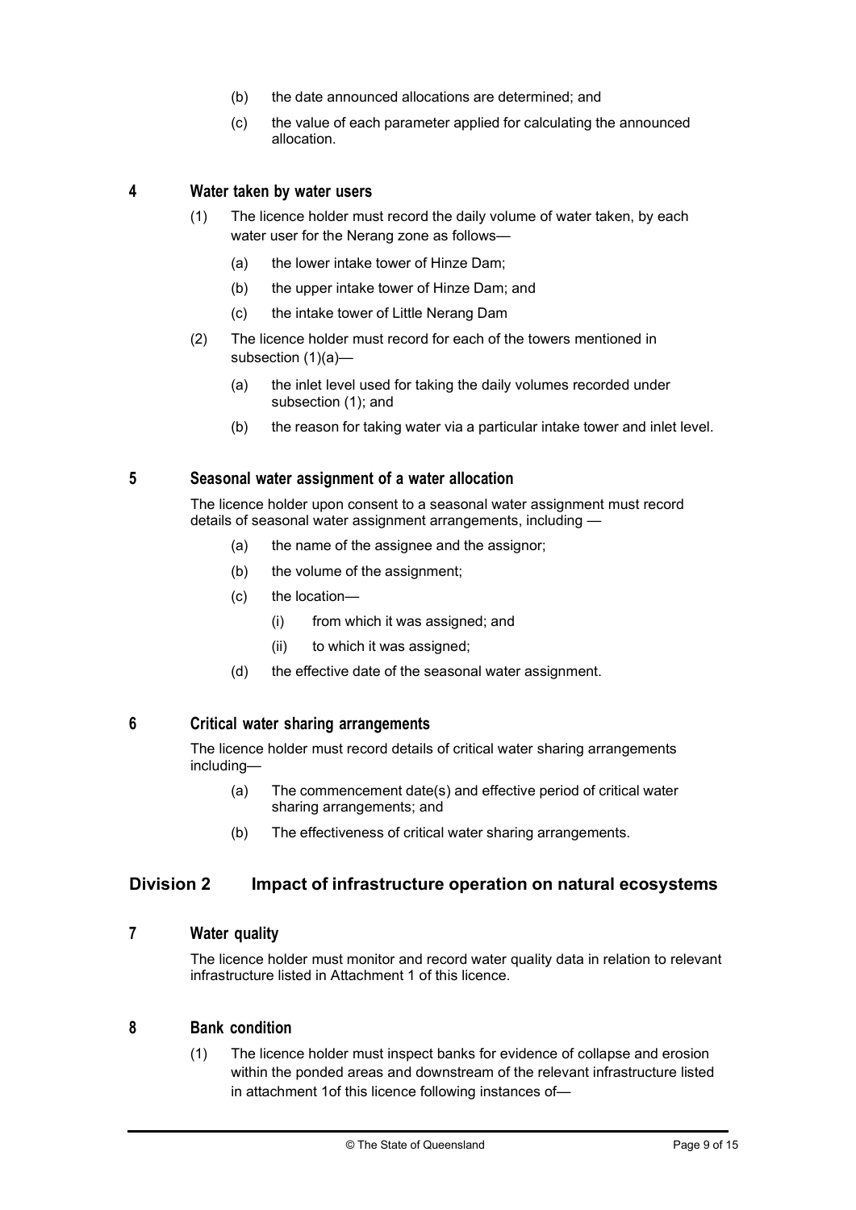(b) the date announced allocations are determined; and

(c) the value of each parameter applied for calculating the announced allocation.

### 4 Water taken by water users

(1) The licence holder must record the daily volume of water taken, by each water user for the Nerang zone as follows—

(a) the lower intake tower of Hinze Dam;

(b) the upper intake tower of Hinze Dam; and

(c) the intake tower of Little Nerang Dam

(2) The licence holder must record for each of the towers mentioned in subsection (1)(a)—

(a) the inlet level used for taking the daily volumes recorded under subsection (1); and

(b) the reason for taking water via a particular intake tower and inlet level.

### 5 Seasonal water assignment of a water allocation

The licence holder upon consent to a seasonal water assignment must record details of seasonal water assignment arrangements, including —

(a) the name of the assignee and the assignor;

(b) the volume of the assignment;

(c) the location—

(i) from which it was assigned; and

(ii) to which it was assigned;

(d) the effective date of the seasonal water assignment.

### 6 Critical water sharing arrangements

The licence holder must record details of critical water sharing arrangements including—

(a) The commencement date(s) and effective period of critical water sharing arrangements; and

(b) The effectiveness of critical water sharing arrangements.

## Division 2 Impact of infrastructure operation on natural ecosystems

### 7 Water quality

The licence holder must monitor and record water quality data in relation to relevant infrastructure listed in Attachment 1 of this licence.

### 8 Bank condition

(1) The licence holder must inspect banks for evidence of collapse and erosion within the ponded areas and downstream of the relevant infrastructure listed in attachment 1of this licence following instances of—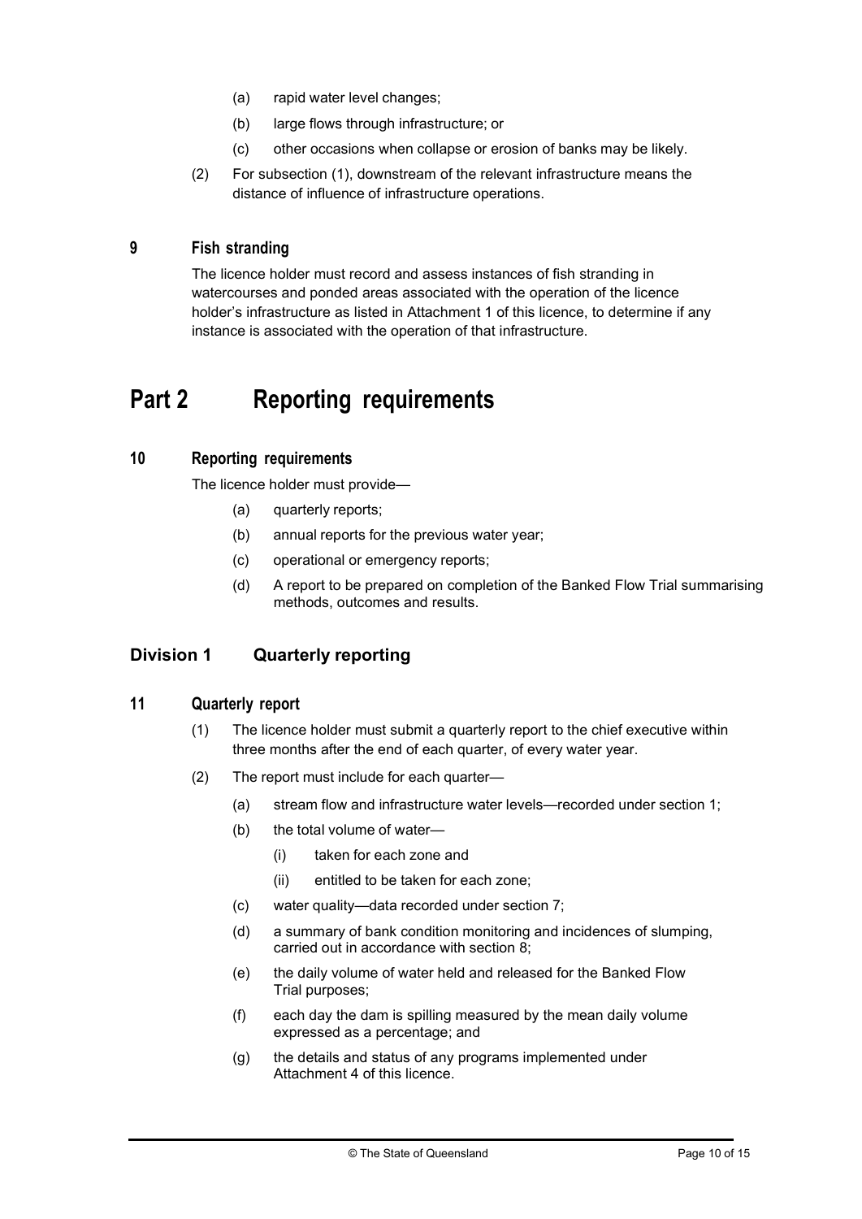(a) rapid water level changes;

(b) large flows through infrastructure; or

(c) other occasions when collapse or erosion of banks may be likely.

(2) For subsection (1), downstream of the relevant infrastructure means the distance of influence of infrastructure operations.

### 9 Fish stranding

The licence holder must record and assess instances of fish stranding in watercourses and ponded areas associated with the operation of the licence holder's infrastructure as listed in Attachment 1 of this licence, to determine if any instance is associated with the operation of that infrastructure.

# Part 2 Reporting requirements

### 10 Reporting requirements

The licence holder must provide—

(a) quarterly reports;

(b) annual reports for the previous water year;

(c) operational or emergency reports;

(d) A report to be prepared on completion of the Banked Flow Trial summarising methods, outcomes and results.

## Division 1 Quarterly reporting

### 11 Quarterly report

(1) The licence holder must submit a quarterly report to the chief executive within three months after the end of each quarter, of every water year.

(2) The report must include for each quarter—

(a) stream flow and infrastructure water levels—recorded under section 1;

(b) the total volume of water—

(i) taken for each zone and

(ii) entitled to be taken for each zone;

(c) water quality—data recorded under section 7;

(d) a summary of bank condition monitoring and incidences of slumping, carried out in accordance with section 8;

(e) the daily volume of water held and released for the Banked Flow Trial purposes;

(f) each day the dam is spilling measured by the mean daily volume expressed as a percentage; and

(g) the details and status of any programs implemented under Attachment 4 of this licence.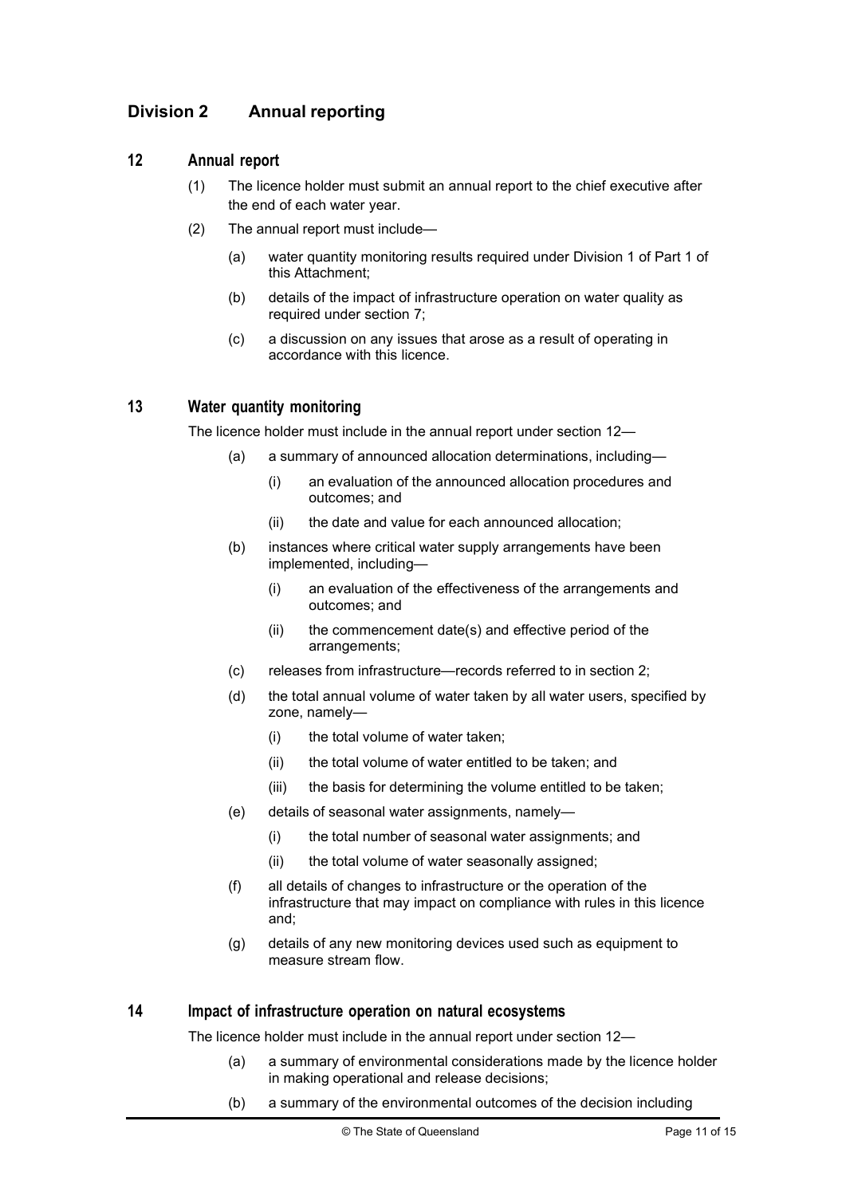## Division 2 Annual reporting

### 12 Annual report

(1) The licence holder must submit an annual report to the chief executive after the end of each water year.

(2) The annual report must include—

- (a) water quantity monitoring results required under Division 1 of Part 1 of this Attachment;
- (b) details of the impact of infrastructure operation on water quality as required under section 7;
- (c) a discussion on any issues that arose as a result of operating in accordance with this licence.

### 13 Water quantity monitoring

The licence holder must include in the annual report under section 12—

- (a) a summary of announced allocation determinations, including—
  - (i) an evaluation of the announced allocation procedures and outcomes; and
  - (ii) the date and value for each announced allocation;
- (b) instances where critical water supply arrangements have been implemented, including—
  - (i) an evaluation of the effectiveness of the arrangements and outcomes; and
  - (ii) the commencement date(s) and effective period of the arrangements;
- (c) releases from infrastructure—records referred to in section 2;
- (d) the total annual volume of water taken by all water users, specified by zone, namely—
  - (i) the total volume of water taken;
  - (ii) the total volume of water entitled to be taken; and
  - (iii) the basis for determining the volume entitled to be taken;
- (e) details of seasonal water assignments, namely—
  - (i) the total number of seasonal water assignments; and
  - (ii) the total volume of water seasonally assigned;
- (f) all details of changes to infrastructure or the operation of the infrastructure that may impact on compliance with rules in this licence and;
- (g) details of any new monitoring devices used such as equipment to measure stream flow.

### 14 Impact of infrastructure operation on natural ecosystems

The licence holder must include in the annual report under section 12—

- (a) a summary of environmental considerations made by the licence holder in making operational and release decisions;
- (b) a summary of the environmental outcomes of the decision including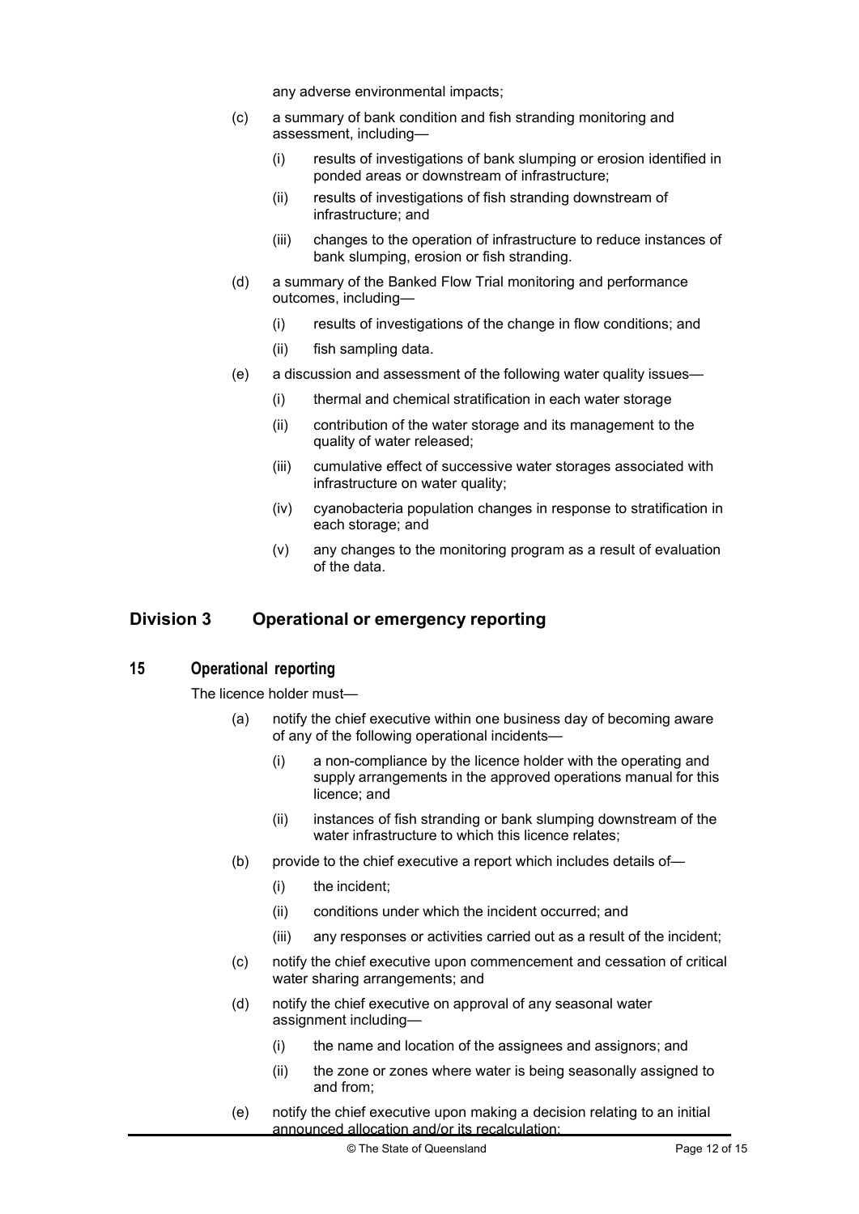any adverse environmental impacts;

(c) a summary of bank condition and fish stranding monitoring and assessment, including—

  (i) results of investigations of bank slumping or erosion identified in ponded areas or downstream of infrastructure;

  (ii) results of investigations of fish stranding downstream of infrastructure; and

  (iii) changes to the operation of infrastructure to reduce instances of bank slumping, erosion or fish stranding.

(d) a summary of the Banked Flow Trial monitoring and performance outcomes, including—

  (i) results of investigations of the change in flow conditions; and

  (ii) fish sampling data.

(e) a discussion and assessment of the following water quality issues—

  (i) thermal and chemical stratification in each water storage

  (ii) contribution of the water storage and its management to the quality of water released;

  (iii) cumulative effect of successive water storages associated with infrastructure on water quality;

  (iv) cyanobacteria population changes in response to stratification in each storage; and

  (v) any changes to the monitoring program as a result of evaluation of the data.

## Division 3 Operational or emergency reporting

### 15 Operational reporting

The licence holder must—

(a) notify the chief executive within one business day of becoming aware of any of the following operational incidents—

  (i) a non-compliance by the licence holder with the operating and supply arrangements in the approved operations manual for this licence; and

  (ii) instances of fish stranding or bank slumping downstream of the water infrastructure to which this licence relates;

(b) provide to the chief executive a report which includes details of—

  (i) the incident;

  (ii) conditions under which the incident occurred; and

  (iii) any responses or activities carried out as a result of the incident;

(c) notify the chief executive upon commencement and cessation of critical water sharing arrangements; and

(d) notify the chief executive on approval of any seasonal water assignment including—

  (i) the name and location of the assignees and assignors; and

  (ii) the zone or zones where water is being seasonally assigned to and from;

(e) notify the chief executive upon making a decision relating to an initial announced allocation and/or its recalculation;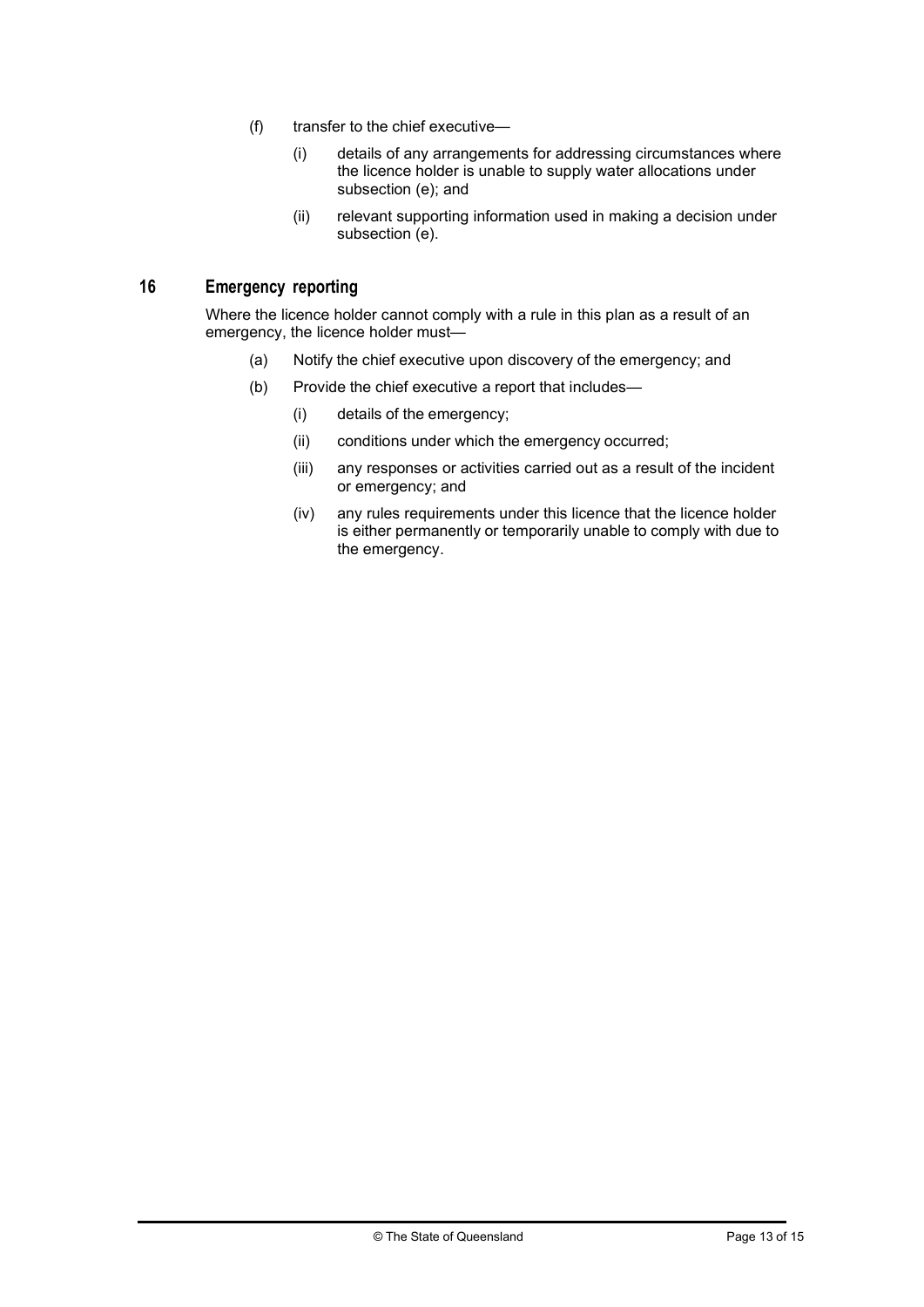(f) transfer to the chief executive—

    (i) details of any arrangements for addressing circumstances where the licence holder is unable to supply water allocations under subsection (e); and

    (ii) relevant supporting information used in making a decision under subsection (e).

## 16 Emergency reporting

Where the licence holder cannot comply with a rule in this plan as a result of an emergency, the licence holder must—

(a) Notify the chief executive upon discovery of the emergency; and

(b) Provide the chief executive a report that includes—

    (i) details of the emergency;

    (ii) conditions under which the emergency occurred;

    (iii) any responses or activities carried out as a result of the incident or emergency; and

    (iv) any rules requirements under this licence that the licence holder is either permanently or temporarily unable to comply with due to the emergency.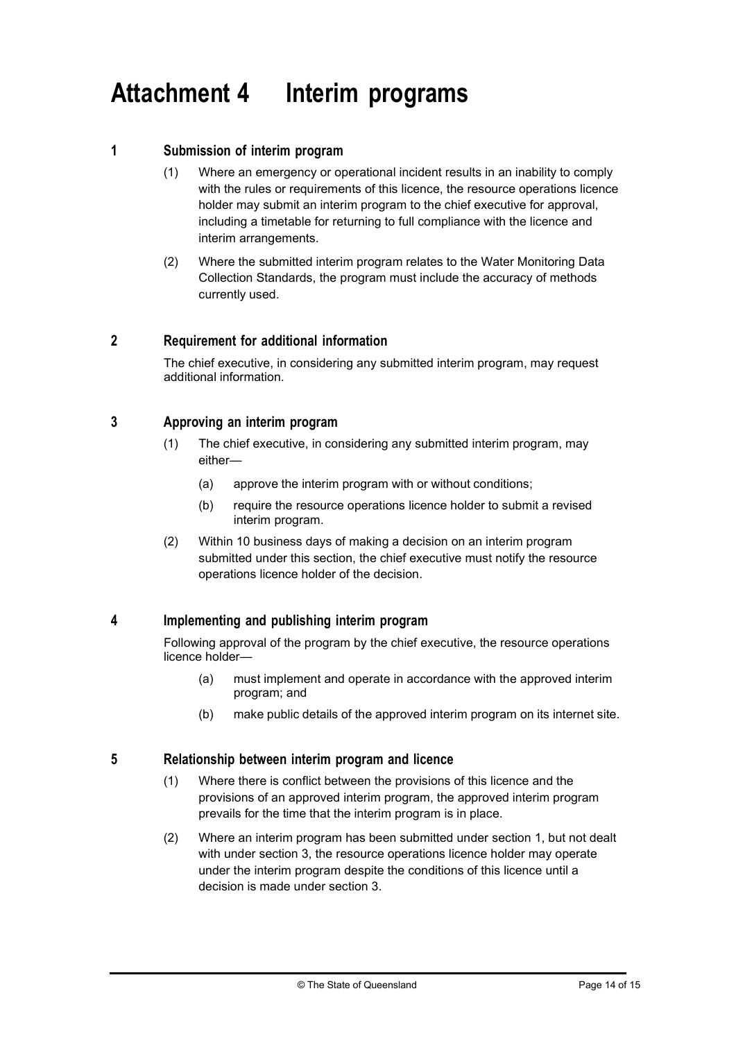# Attachment 4 Interim programs

## 1 Submission of interim program

(1) Where an emergency or operational incident results in an inability to comply with the rules or requirements of this licence, the resource operations licence holder may submit an interim program to the chief executive for approval, including a timetable for returning to full compliance with the licence and interim arrangements.

(2) Where the submitted interim program relates to the Water Monitoring Data Collection Standards, the program must include the accuracy of methods currently used.

## 2 Requirement for additional information

The chief executive, in considering any submitted interim program, may request additional information.

## 3 Approving an interim program

(1) The chief executive, in considering any submitted interim program, may either—

(a) approve the interim program with or without conditions;

(b) require the resource operations licence holder to submit a revised interim program.

(2) Within 10 business days of making a decision on an interim program submitted under this section, the chief executive must notify the resource operations licence holder of the decision.

## 4 Implementing and publishing interim program

Following approval of the program by the chief executive, the resource operations licence holder—

(a) must implement and operate in accordance with the approved interim program; and

(b) make public details of the approved interim program on its internet site.

## 5 Relationship between interim program and licence

(1) Where there is conflict between the provisions of this licence and the provisions of an approved interim program, the approved interim program prevails for the time that the interim program is in place.

(2) Where an interim program has been submitted under section 1, but not dealt with under section 3, the resource operations licence holder may operate under the interim program despite the conditions of this licence until a decision is made under section 3.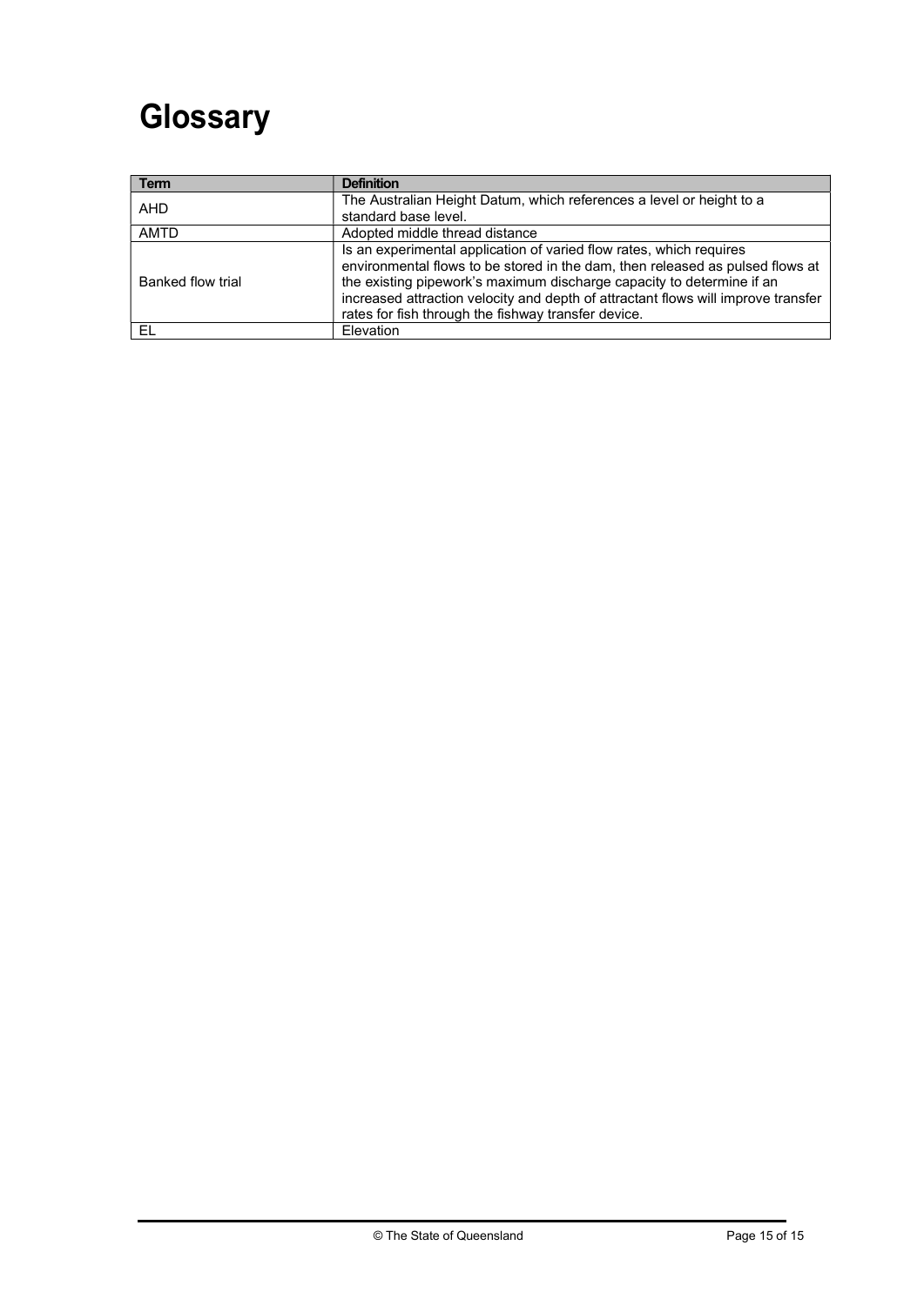# Glossary

| Term | Definition |
|---|---|
| AHD | The Australian Height Datum, which references a level or height to a standard base level. |
| AMTD | Adopted middle thread distance |
| Banked flow trial | Is an experimental application of varied flow rates, which requires environmental flows to be stored in the dam, then released as pulsed flows at the existing pipework's maximum discharge capacity to determine if an increased attraction velocity and depth of attractant flows will improve transfer rates for fish through the fishway transfer device. |
| EL | Elevation |